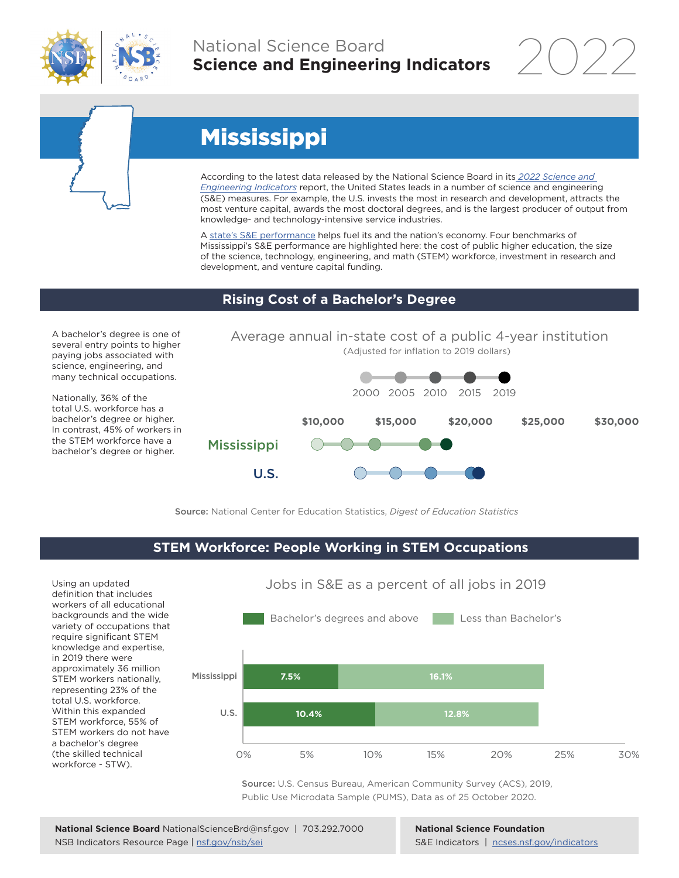# National Science Board
## Science and Engineering Indicators 2022

# Mississippi

According to the latest data released by the National Science Board in its *2022 Science and Engineering Indicators* report, the United States leads in a number of science and engineering (S&E) measures. For example, the U.S. invests the most in research and development, attracts the most venture capital, awards the most doctoral degrees, and is the largest producer of output from knowledge- and technology-intensive service industries.

A state's S&E performance helps fuel its and the nation's economy. Four benchmarks of Mississippi's S&E performance are highlighted here: the cost of public higher education, the size of the science, technology, engineering, and math (STEM) workforce, investment in research and development, and venture capital funding.

## Rising Cost of a Bachelor's Degree

A bachelor's degree is one of several entry points to higher paying jobs associated with science, engineering, and many technical occupations.

Nationally, 36% of the total U.S. workforce has a bachelor's degree or higher. In contrast, 45% of workers in the STEM workforce have a bachelor's degree or higher.

### Average annual in-state cost of a public 4-year institution

(Adjusted for inflation to 2019 dollars)

Years shown: 2000, 2005, 2010, 2015, 2019

Axis: $10,000 | $15,000 | $20,000 | $25,000 | $30,000

Rows: Mississippi, U.S.

**Source:** National Center for Education Statistics, *Digest of Education Statistics*

## STEM Workforce: People Working in STEM Occupations

Using an updated definition that includes workers of all educational backgrounds and the wide variety of occupations that require significant STEM knowledge and expertise, in 2019 there were approximately 36 million STEM workers nationally, representing 23% of the total U.S. workforce. Within this expanded STEM workforce, 55% of STEM workers do not have a bachelor's degree (the skilled technical workforce - STW).

### Jobs in S&E as a percent of all jobs in 2019

| | Bachelor's degrees and above | Less than Bachelor's |
|---|---|---|
| Mississippi | 7.5% | 16.1% |
| U.S. | 10.4% | 12.8% |

**Source:** U.S. Census Bureau, American Community Survey (ACS), 2019, Public Use Microdata Sample (PUMS), Data as of 25 October 2020.

**National Science Board** NationalScienceBrd@nsf.gov | 703.292.7000
NSB Indicators Resource Page | nsf.gov/nsb/sei

**National Science Foundation**
S&E Indicators | ncses.nsf.gov/indicators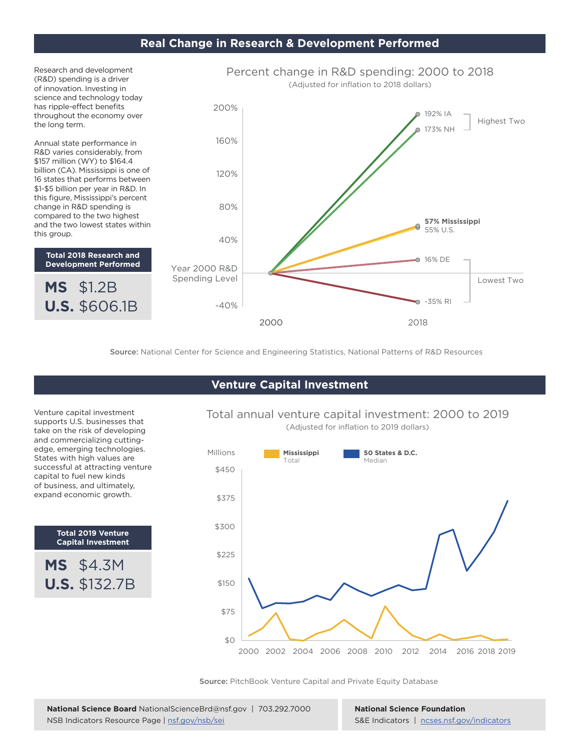## Real Change in Research & Development Performed

Research and development (R&D) spending is a driver of innovation. Investing in science and technology today has ripple-effect benefits throughout the economy over the long term.

Annual state performance in R&D varies considerably, from $157 million (WY) to $164.4 billion (CA). Mississippi is one of 16 states that performs between $1-$5 billion per year in R&D. In this figure, Mississippi's percent change in R&D spending is compared to the two highest and the two lowest states within this group.

**Total 2018 Research and Development Performed**

**MS** $1.2B
**U.S.** $606.1B

Percent change in R&D spending: 2000 to 2018
(Adjusted for inflation to 2018 dollars)

200%
160%
120%
80%
40%
Year 2000 R&D Spending Level
-40%
2000
2018

192% IA
173% NH
Highest Two
**57% Mississippi**
55% U.S.
16% DE
-35% RI
Lowest Two

**Source:** National Center for Science and Engineering Statistics, National Patterns of R&D Resources

## Venture Capital Investment

Venture capital investment supports U.S. businesses that take on the risk of developing and commercializing cutting-edge, emerging technologies. States with high values are successful at attracting venture capital to fuel new kinds of business, and ultimately, expand economic growth.

**Total 2019 Venture Capital Investment**

**MS** $4.3M
**U.S.** $132.7B

Total annual venture capital investment: 2000 to 2019
(Adjusted for inflation to 2019 dollars)

Millions
**Mississippi** Total
**50 States & D.C.** Median

$450
$375
$300
$225
$150
$75
$0

2000 2002 2004 2006 2008 2010 2012 2014 2016 2018 2019

**Source:** PitchBook Venture Capital and Private Equity Database

**National Science Board** NationalScienceBrd@nsf.gov | 703.292.7000
NSB Indicators Resource Page | nsf.gov/nsb/sei

**National Science Foundation**
S&E Indicators | ncses.nsf.gov/indicators